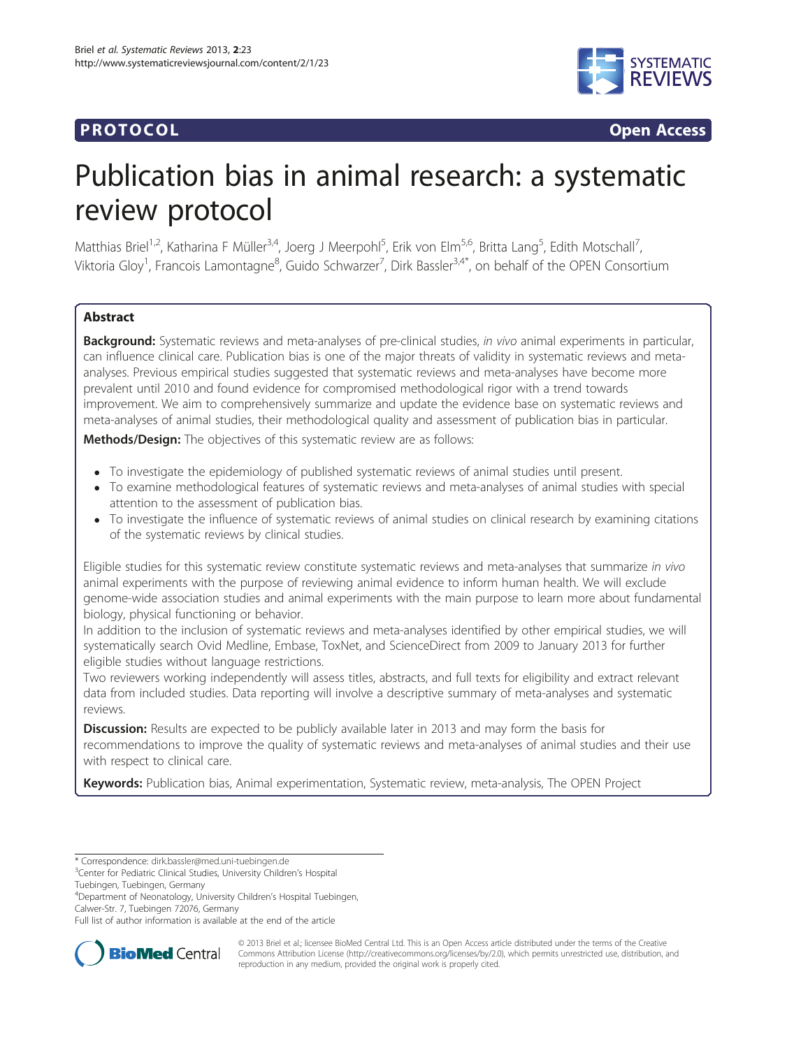**PROTOCOL** **Open Access**

# Publication bias in animal research: a systematic review protocol

Matthias Briel[1,2], Katharina F Müller[3,4], Joerg J Meerpohl[5], Erik von Elm[5,6], Britta Lang[5], Edith Motschall[7], Viktoria Gloy[1], Francois Lamontagne[8], Guido Schwarzer[7], Dirk Bassler[3,4*], on behalf of the OPEN Consortium

## Abstract

**Background:** Systematic reviews and meta-analyses of pre-clinical studies, *in vivo* animal experiments in particular, can influence clinical care. Publication bias is one of the major threats of validity in systematic reviews and meta-analyses. Previous empirical studies suggested that systematic reviews and meta-analyses have become more prevalent until 2010 and found evidence for compromised methodological rigor with a trend towards improvement. We aim to comprehensively summarize and update the evidence base on systematic reviews and meta-analyses of animal studies, their methodological quality and assessment of publication bias in particular.

**Methods/Design:** The objectives of this systematic review are as follows:

- To investigate the epidemiology of published systematic reviews of animal studies until present.
- To examine methodological features of systematic reviews and meta-analyses of animal studies with special attention to the assessment of publication bias.
- To investigate the influence of systematic reviews of animal studies on clinical research by examining citations of the systematic reviews by clinical studies.

Eligible studies for this systematic review constitute systematic reviews and meta-analyses that summarize *in vivo* animal experiments with the purpose of reviewing animal evidence to inform human health. We will exclude genome-wide association studies and animal experiments with the main purpose to learn more about fundamental biology, physical functioning or behavior.

In addition to the inclusion of systematic reviews and meta-analyses identified by other empirical studies, we will systematically search Ovid Medline, Embase, ToxNet, and ScienceDirect from 2009 to January 2013 for further eligible studies without language restrictions.

Two reviewers working independently will assess titles, abstracts, and full texts for eligibility and extract relevant data from included studies. Data reporting will involve a descriptive summary of meta-analyses and systematic reviews.

**Discussion:** Results are expected to be publicly available later in 2013 and may form the basis for recommendations to improve the quality of systematic reviews and meta-analyses of animal studies and their use with respect to clinical care.

**Keywords:** Publication bias, Animal experimentation, Systematic review, meta-analysis, The OPEN Project

\* Correspondence: dirk.bassler@med.uni-tuebingen.de
[3]Center for Pediatric Clinical Studies, University Children's Hospital Tuebingen, Tuebingen, Germany
[4]Department of Neonatology, University Children's Hospital Tuebingen, Calwer-Str. 7, Tuebingen 72076, Germany
Full list of author information is available at the end of the article

© 2013 Briel et al.; licensee BioMed Central Ltd. This is an Open Access article distributed under the terms of the Creative Commons Attribution License (http://creativecommons.org/licenses/by/2.0), which permits unrestricted use, distribution, and reproduction in any medium, provided the original work is properly cited.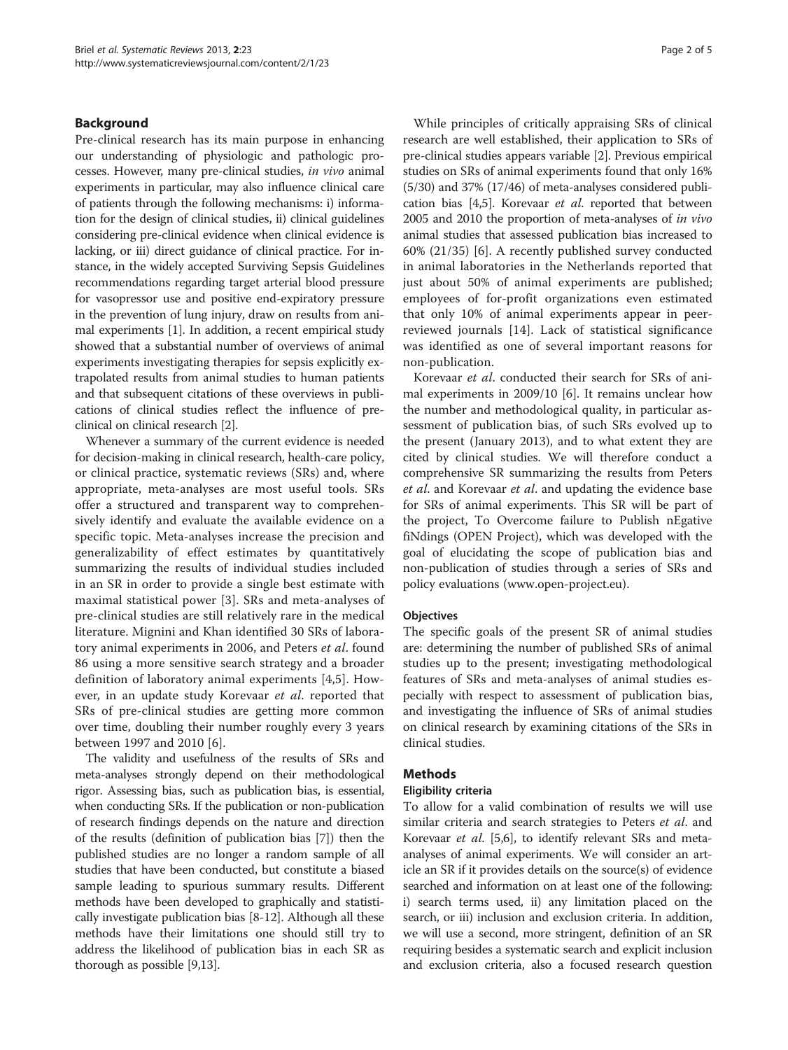## Background

Pre-clinical research has its main purpose in enhancing our understanding of physiologic and pathologic processes. However, many pre-clinical studies, *in vivo* animal experiments in particular, may also influence clinical care of patients through the following mechanisms: i) information for the design of clinical studies, ii) clinical guidelines considering pre-clinical evidence when clinical evidence is lacking, or iii) direct guidance of clinical practice. For instance, in the widely accepted Surviving Sepsis Guidelines recommendations regarding target arterial blood pressure for vasopressor use and positive end-expiratory pressure in the prevention of lung injury, draw on results from animal experiments [1]. In addition, a recent empirical study showed that a substantial number of overviews of animal experiments investigating therapies for sepsis explicitly extrapolated results from animal studies to human patients and that subsequent citations of these overviews in publications of clinical studies reflect the influence of pre-clinical on clinical research [2].

Whenever a summary of the current evidence is needed for decision-making in clinical research, health-care policy, or clinical practice, systematic reviews (SRs) and, where appropriate, meta-analyses are most useful tools. SRs offer a structured and transparent way to comprehensively identify and evaluate the available evidence on a specific topic. Meta-analyses increase the precision and generalizability of effect estimates by quantitatively summarizing the results of individual studies included in an SR in order to provide a single best estimate with maximal statistical power [3]. SRs and meta-analyses of pre-clinical studies are still relatively rare in the medical literature. Mignini and Khan identified 30 SRs of laboratory animal experiments in 2006, and Peters *et al*. found 86 using a more sensitive search strategy and a broader definition of laboratory animal experiments [4,5]. However, in an update study Korevaar *et al*. reported that SRs of pre-clinical studies are getting more common over time, doubling their number roughly every 3 years between 1997 and 2010 [6].

The validity and usefulness of the results of SRs and meta-analyses strongly depend on their methodological rigor. Assessing bias, such as publication bias, is essential, when conducting SRs. If the publication or non-publication of research findings depends on the nature and direction of the results (definition of publication bias [7]) then the published studies are no longer a random sample of all studies that have been conducted, but constitute a biased sample leading to spurious summary results. Different methods have been developed to graphically and statistically investigate publication bias [8-12]. Although all these methods have their limitations one should still try to address the likelihood of publication bias in each SR as thorough as possible [9,13].

While principles of critically appraising SRs of clinical research are well established, their application to SRs of pre-clinical studies appears variable [2]. Previous empirical studies on SRs of animal experiments found that only 16% (5/30) and 37% (17/46) of meta-analyses considered publication bias [4,5]. Korevaar *et al*. reported that between 2005 and 2010 the proportion of meta-analyses of *in vivo* animal studies that assessed publication bias increased to 60% (21/35) [6]. A recently published survey conducted in animal laboratories in the Netherlands reported that just about 50% of animal experiments are published; employees of for-profit organizations even estimated that only 10% of animal experiments appear in peer-reviewed journals [14]. Lack of statistical significance was identified as one of several important reasons for non-publication.

Korevaar *et al*. conducted their search for SRs of animal experiments in 2009/10 [6]. It remains unclear how the number and methodological quality, in particular assessment of publication bias, of such SRs evolved up to the present (January 2013), and to what extent they are cited by clinical studies. We will therefore conduct a comprehensive SR summarizing the results from Peters *et al*. and Korevaar *et al*. and updating the evidence base for SRs of animal experiments. This SR will be part of the project, To Overcome failure to Publish nEgative fiNdings (OPEN Project), which was developed with the goal of elucidating the scope of publication bias and non-publication of studies through a series of SRs and policy evaluations (www.open-project.eu).

### Objectives

The specific goals of the present SR of animal studies are: determining the number of published SRs of animal studies up to the present; investigating methodological features of SRs and meta-analyses of animal studies especially with respect to assessment of publication bias, and investigating the influence of SRs of animal studies on clinical research by examining citations of the SRs in clinical studies.

## Methods

### Eligibility criteria

To allow for a valid combination of results we will use similar criteria and search strategies to Peters *et al*. and Korevaar *et al*. [5,6], to identify relevant SRs and meta-analyses of animal experiments. We will consider an article an SR if it provides details on the source(s) of evidence searched and information on at least one of the following: i) search terms used, ii) any limitation placed on the search, or iii) inclusion and exclusion criteria. In addition, we will use a second, more stringent, definition of an SR requiring besides a systematic search and explicit inclusion and exclusion criteria, also a focused research question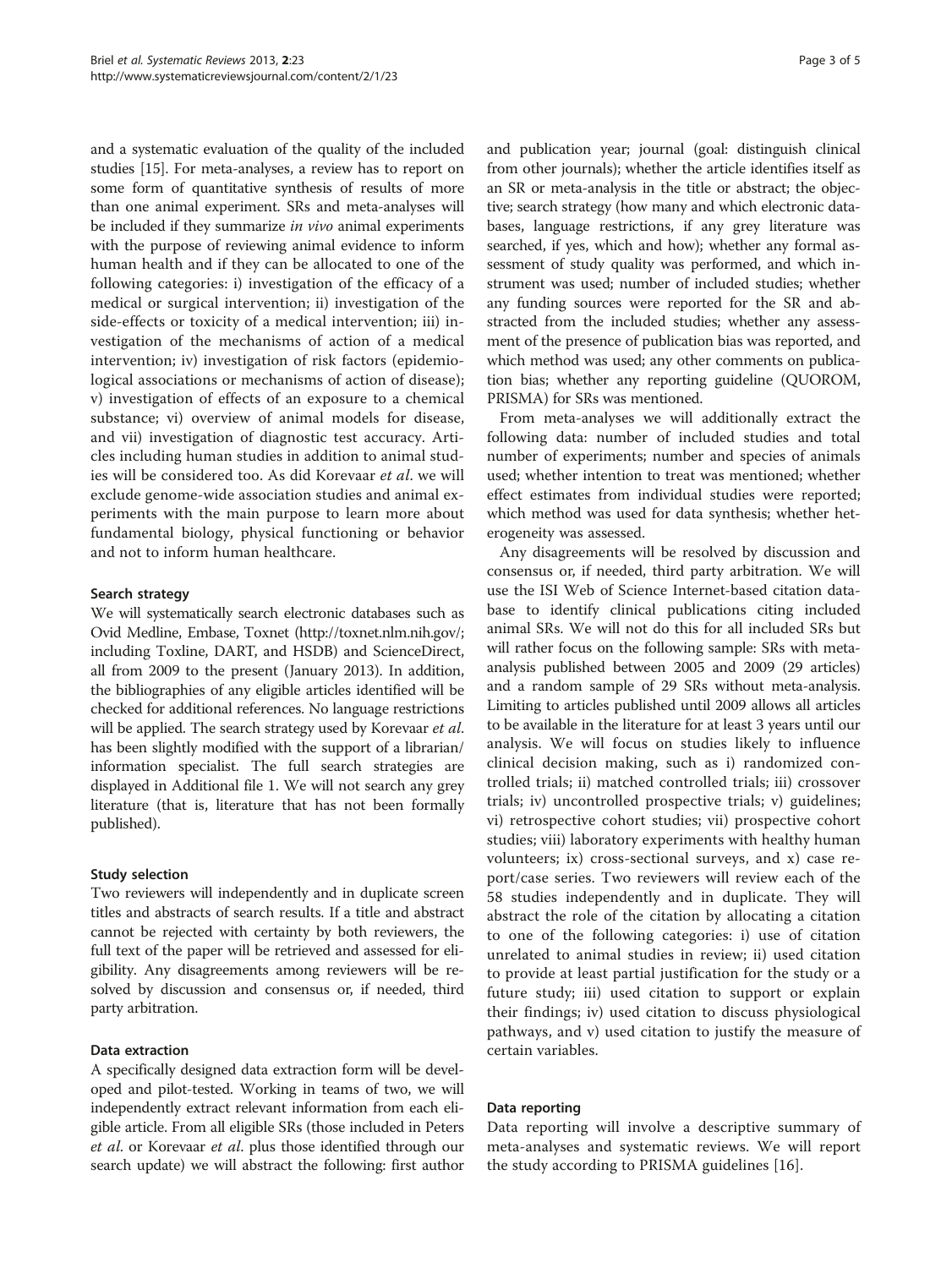and a systematic evaluation of the quality of the included studies [15]. For meta-analyses, a review has to report on some form of quantitative synthesis of results of more than one animal experiment. SRs and meta-analyses will be included if they summarize *in vivo* animal experiments with the purpose of reviewing animal evidence to inform human health and if they can be allocated to one of the following categories: i) investigation of the efficacy of a medical or surgical intervention; ii) investigation of the side-effects or toxicity of a medical intervention; iii) investigation of the mechanisms of action of a medical intervention; iv) investigation of risk factors (epidemiological associations or mechanisms of action of disease); v) investigation of effects of an exposure to a chemical substance; vi) overview of animal models for disease, and vii) investigation of diagnostic test accuracy. Articles including human studies in addition to animal studies will be considered too. As did Korevaar *et al*. we will exclude genome-wide association studies and animal experiments with the main purpose to learn more about fundamental biology, physical functioning or behavior and not to inform human healthcare.

#### Search strategy

We will systematically search electronic databases such as Ovid Medline, Embase, Toxnet (http://toxnet.nlm.nih.gov/; including Toxline, DART, and HSDB) and ScienceDirect, all from 2009 to the present (January 2013). In addition, the bibliographies of any eligible articles identified will be checked for additional references. No language restrictions will be applied. The search strategy used by Korevaar *et al*. has been slightly modified with the support of a librarian/information specialist. The full search strategies are displayed in Additional file 1. We will not search any grey literature (that is, literature that has not been formally published).

#### Study selection

Two reviewers will independently and in duplicate screen titles and abstracts of search results. If a title and abstract cannot be rejected with certainty by both reviewers, the full text of the paper will be retrieved and assessed for eligibility. Any disagreements among reviewers will be resolved by discussion and consensus or, if needed, third party arbitration.

#### Data extraction

A specifically designed data extraction form will be developed and pilot-tested. Working in teams of two, we will independently extract relevant information from each eligible article. From all eligible SRs (those included in Peters *et al*. or Korevaar *et al*. plus those identified through our search update) we will abstract the following: first author and publication year; journal (goal: distinguish clinical from other journals); whether the article identifies itself as an SR or meta-analysis in the title or abstract; the objective; search strategy (how many and which electronic databases, language restrictions, if any grey literature was searched, if yes, which and how); whether any formal assessment of study quality was performed, and which instrument was used; number of included studies; whether any funding sources were reported for the SR and abstracted from the included studies; whether any assessment of the presence of publication bias was reported, and which method was used; any other comments on publication bias; whether any reporting guideline (QUOROM, PRISMA) for SRs was mentioned.

From meta-analyses we will additionally extract the following data: number of included studies and total number of experiments; number and species of animals used; whether intention to treat was mentioned; whether effect estimates from individual studies were reported; which method was used for data synthesis; whether heterogeneity was assessed.

Any disagreements will be resolved by discussion and consensus or, if needed, third party arbitration. We will use the ISI Web of Science Internet-based citation database to identify clinical publications citing included animal SRs. We will not do this for all included SRs but will rather focus on the following sample: SRs with meta-analysis published between 2005 and 2009 (29 articles) and a random sample of 29 SRs without meta-analysis. Limiting to articles published until 2009 allows all articles to be available in the literature for at least 3 years until our analysis. We will focus on studies likely to influence clinical decision making, such as i) randomized controlled trials; ii) matched controlled trials; iii) crossover trials; iv) uncontrolled prospective trials; v) guidelines; vi) retrospective cohort studies; vii) prospective cohort studies; viii) laboratory experiments with healthy human volunteers; ix) cross-sectional surveys, and x) case report/case series. Two reviewers will review each of the 58 studies independently and in duplicate. They will abstract the role of the citation by allocating a citation to one of the following categories: i) use of citation unrelated to animal studies in review; ii) used citation to provide at least partial justification for the study or a future study; iii) used citation to support or explain their findings; iv) used citation to discuss physiological pathways, and v) used citation to justify the measure of certain variables.

#### Data reporting

Data reporting will involve a descriptive summary of meta-analyses and systematic reviews. We will report the study according to PRISMA guidelines [16].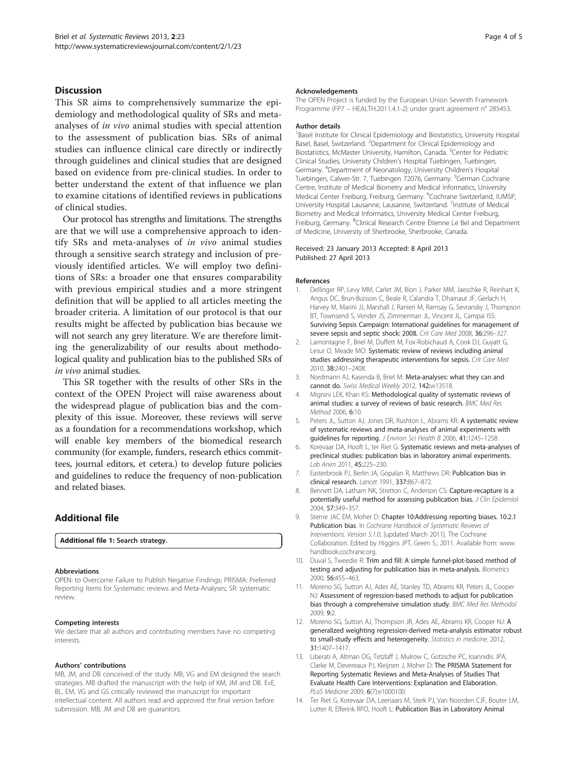## Discussion

This SR aims to comprehensively summarize the epidemiology and methodological quality of SRs and meta-analyses of *in vivo* animal studies with special attention to the assessment of publication bias. SRs of animal studies can influence clinical care directly or indirectly through guidelines and clinical studies that are designed based on evidence from pre-clinical studies. In order to better understand the extent of that influence we plan to examine citations of identified reviews in publications of clinical studies.

Our protocol has strengths and limitations. The strengths are that we will use a comprehensive approach to identify SRs and meta-analyses of *in vivo* animal studies through a sensitive search strategy and inclusion of previously identified articles. We will employ two definitions of SRs: a broader one that ensures comparability with previous empirical studies and a more stringent definition that will be applied to all articles meeting the broader criteria. A limitation of our protocol is that our results might be affected by publication bias because we will not search any grey literature. We are therefore limiting the generalizability of our results about methodological quality and publication bias to the published SRs of *in vivo* animal studies.

This SR together with the results of other SRs in the context of the OPEN Project will raise awareness about the widespread plague of publication bias and the complexity of this issue. Moreover, these reviews will serve as a foundation for a recommendations workshop, which will enable key members of the biomedical research community (for example, funders, research ethics committees, journal editors, et cetera.) to develop future policies and guidelines to reduce the frequency of non-publication and related biases.

## Additional file

**Additional file 1: Search strategy.**

#### Abbreviations

OPEN: to Overcome Failure to Publish Negative Findings; PRISMA: Preferred Reporting Items for Systematic reviews and Meta-Analyses; SR: systematic review.

#### Competing interests

We declare that all authors and contributing members have no competing interests.

#### Authors' contributions

MB, JM, and DB conceived of the study. MB, VG and EM designed the search strategies. MB drafted the manuscript with the help of KM, JM and DB. EvE, BL, EM, VG and GS critically reviewed the manuscript for important intellectual content. All authors read and approved the final version before submission. MB, JM and DB are guarantors.

#### Acknowledgements

The OPEN Project is funded by the European Union Seventh Framework Programme (FP7 – HEALTH.2011.4.1-2) under grant agreement n° 285453.

#### Author details

[1]Basel Institute for Clinical Epidemiology and Biostatistics, University Hospital Basel, Basel, Switzerland. [2]Department for Clinical Epidemiology and Biostatistics, McMaster University, Hamilton, Canada. [3]Center for Pediatric Clinical Studies, University Children's Hospital Tuebingen, Tuebingen, Germany. [4]Department of Neonatology, University Children's Hospital Tuebingen, Calwer-Str. 7, Tuebingen 72076, Germany. [5]German Cochrane Centre, Institute of Medical Biometry and Medical Informatics, University Medical Center Freiburg, Freiburg, Germany. [6]Cochrane Switzerland, IUMSP, University Hospital Lausanne, Lausanne, Switzerland. [7]Institute of Medical Biometry and Medical Informatics, University Medical Center Freiburg, Freiburg, Germany. [8]Clinical Research Centre Ètienne Le Bel and Department of Medicine, University of Sherbrooke, Sherbrooke, Canada.

Received: 23 January 2013 Accepted: 8 April 2013
Published: 27 April 2013

#### References

1. Dellinger RP, Levy MM, Carlet JM, Bion J, Parker MM, Jaeschke R, Reinhart K, Angus DC, Brun-Buisson C, Beale R, Calandra T, Dhainaut JF, Gerlach H, Harvey M, Marini JJ, Marshall J, Ranieri M, Ramsay G, Sevransky J, Thompson BT, Townsend S, Vender JS, Zimmerman JL, Vincent JL, Campai ISS: **Surviving Sepsis Campaign: International guidelines for management of severe sepsis and septic shock: 2008.** *Crit Care Med* 2008, **36:**296–327.
2. Lamontagne F, Briel M, Duffett M, Fox-Robichaud A, Cook DJ, Guyatt G, Lesur O, Meade MO: **Systematic review of reviews including animal studies addressing therapeutic interventions for sepsis.** *Crit Care Med* 2010, **38:**2401–2408.
3. Nordmann AJ, Kasenda B, Briel M: **Meta-analyses: what they can and cannot do.** *Swiss Medical Weekly* 2012, **142:**w13518.
4. Mignini LEK, Khan KS: **Methodological quality of systematic reviews of animal studies: a survey of reviews of basic research.** *BMC Med Res Method* 2006, **6:**10.
5. Peters JL, Sutton AJ, Jones DR, Rushton L, Abrams KR: **A systematic review of systematic reviews and meta-analyses of animal experiments with guidelines for reporting.** *J Environ Sci Health B* 2006, **41:**1245–1258.
6. Korevaar DA, Hooft L, ter Riet G: **Systematic reviews and meta-analyses of preclinical studies: publication bias in laboratory animal experiments.** *Lab Anim* 2011, **45:**225–230.
7. Easterbrook PJ, Berlin JA, Gopalan R, Matthews DR: **Publication bias in clinical research.** *Lancet* 1991, **337:**867–872.
8. Bennett DA, Latham NK, Stretton C, Anderson CS: **Capture-recapture is a potentially useful method for assessing publication bias.** *J Clin Epidemiol* 2004, **57:**349–357.
9. Sterne JAC EM, Moher D: **Chapter 10:Addressing reporting biases. 10.2.1 Publication bias**. In *Cochrane Handbook of Systematic Reviews of Interventions. Version 5.1.0*, [updated March 2011]. The Cochrane Collaboration. Edited by Higgins JPT, Green S.; 2011. Available from: www.handbook.cochrane.org.
10. Duval S, Tweedie R: **Trim and fill: A simple funnel-plot-based method of testing and adjusting for publication bias in meta-analysis.** *Biometrics* 2000, **56:**455–463.
11. Moreno SG, Sutton AJ, Ades AE, Stanley TD, Abrams KR, Peters JL, Cooper NJ: **Assessment of regression-based methods to adjust for publication bias through a comprehensive simulation study.** *BMC Med Res Methodol* 2009, **9:**2.
12. Moreno SG, Sutton AJ, Thompson JR, Ades AE, Abrams KR, Cooper NJ: **A generalized weighting regression-derived meta-analysis estimator robust to small-study effects and heterogeneity.** *Statistics in medicine.* 2012, **31:**1407–1417.
13. Liberati A, Altman DG, Tetzlaff J, Mulrow C, Gotzsche PC, Ioannidis JPA, Clarke M, Devereaux PJ, Kleijnen J, Moher D: **The PRISMA Statement for Reporting Systematic Reviews and Meta-Analyses of Studies That Evaluate Health Care Interventions: Explanation and Elaboration.** *PLoS Medicine* 2009, **6**(7):e1000100.
14. Ter Riet G, Korevaar DA, Leenaars M, Sterk PJ, Van Noorden CJF, Bouter LM, Lutter R, Elferink RPO, Hooft L: **Publication Bias in Laboratory Animal**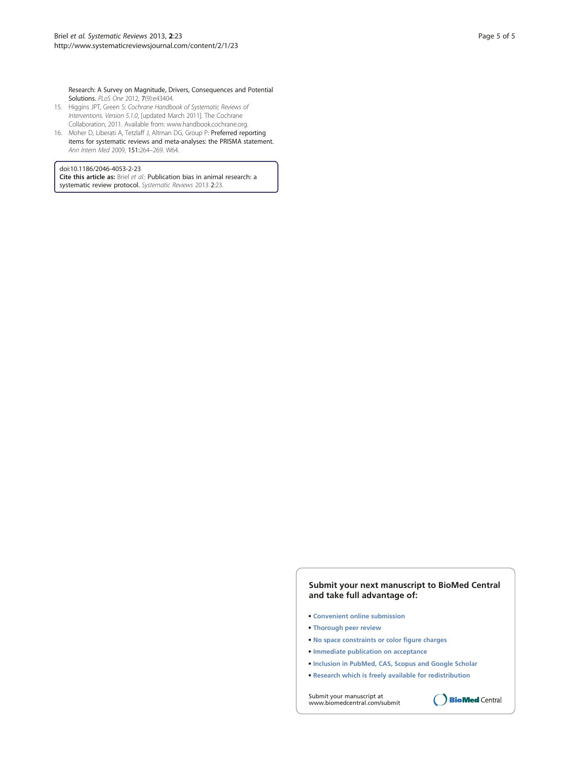Research: A Survey on Magnitude, Drivers, Consequences and Potential Solutions. *PLoS One* 2012, **7**(9):e43404.

15. Higgins JPT, Green S: *Cochrane Handbook of Systematic Reviews of Interventions. Version 5.1.0*, [updated March 2011]. The Cochrane Collaboration, 2011. Available from: www.handbook.cochrane.org.
16. Moher D, Liberati A, Tetzlaff J, Altman DG, Group P: Preferred reporting items for systematic reviews and meta-analyses: the PRISMA statement. *Ann Intern Med* 2009, **151**:264–269. W64.

doi:10.1186/2046-4053-2-23
**Cite this article as:** Briel *et al.*: Publication bias in animal research: a systematic review protocol. *Systematic Reviews* 2013 **2**:23.

**Submit your next manuscript to BioMed Central and take full advantage of:**

- **Convenient online submission**
- **Thorough peer review**
- **No space constraints or color figure charges**
- **Immediate publication on acceptance**
- **Inclusion in PubMed, CAS, Scopus and Google Scholar**
- **Research which is freely available for redistribution**

Submit your manuscript at
www.biomedcentral.com/submit

BioMed Central